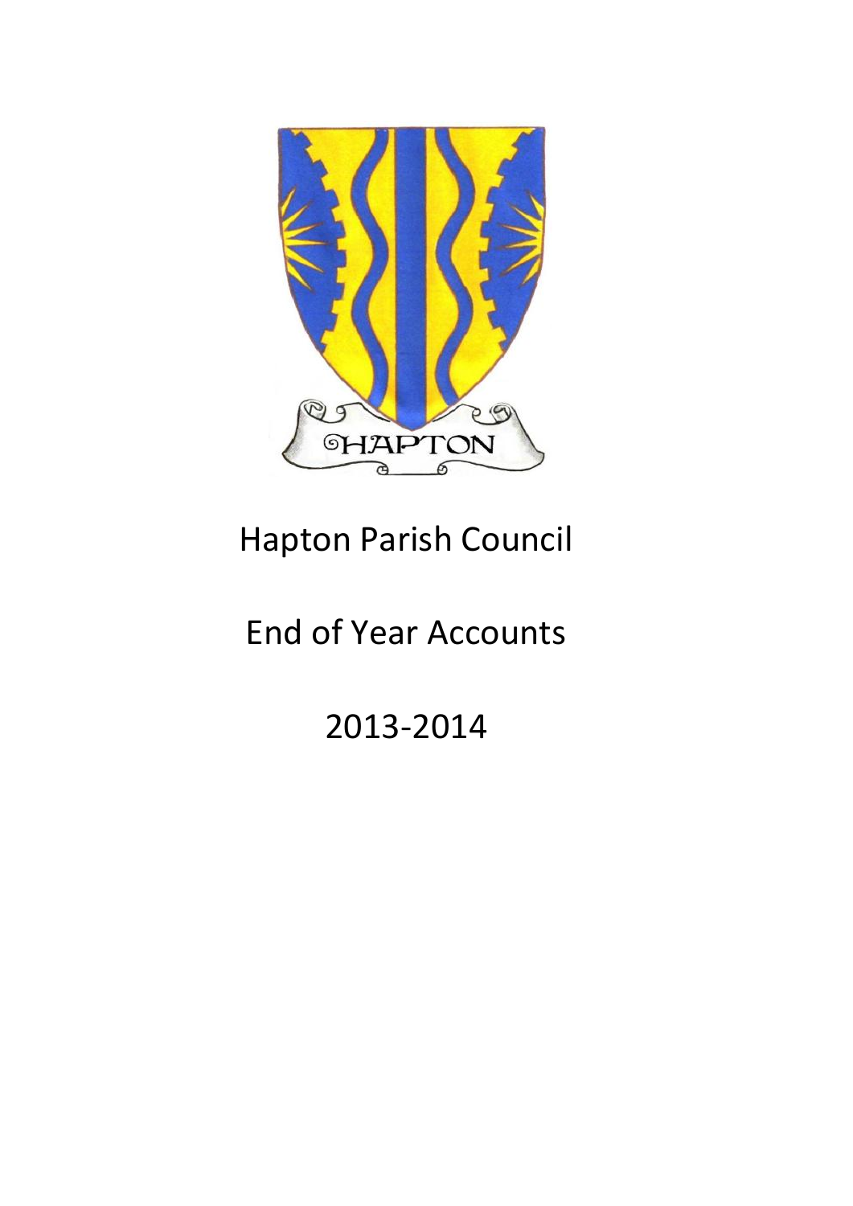# Hapton Parish Council

# End of Year Accounts

# 2013-2014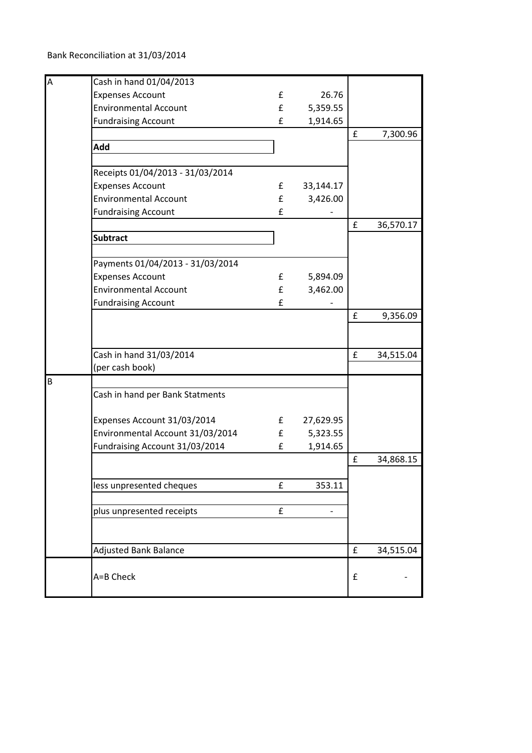Bank Reconciliation at 31/03/2014

| | | | | | |
|---|---|---|---|---|---|
| A | Cash in hand 01/04/2013 | | | | |
| | Expenses Account | £ | 26.76 | | |
| | Environmental Account | £ | 5,359.55 | | |
| | Fundraising Account | £ | 1,914.65 | | |
| | | | | £ | 7,300.96 |
| | **Add** | | | | |
| | Receipts 01/04/2013 - 31/03/2014 | | | | |
| | Expenses Account | £ | 33,144.17 | | |
| | Environmental Account | £ | 3,426.00 | | |
| | Fundraising Account | £ | - | | |
| | | | | £ | 36,570.17 |
| | **Subtract** | | | | |
| | Payments 01/04/2013 - 31/03/2014 | | | | |
| | Expenses Account | £ | 5,894.09 | | |
| | Environmental Account | £ | 3,462.00 | | |
| | Fundraising Account | £ | - | | |
| | | | | £ | 9,356.09 |
| | Cash in hand 31/03/2014 | | | £ | 34,515.04 |
| | (per cash book) | | | | |
| B | | | | | |
| | Cash in hand per Bank Statments | | | | |
| | Expenses Account 31/03/2014 | £ | 27,629.95 | | |
| | Environmental Account 31/03/2014 | £ | 5,323.55 | | |
| | Fundraising Account 31/03/2014 | £ | 1,914.65 | | |
| | | | | £ | 34,868.15 |
| | less unpresented cheques | £ | 353.11 | | |
| | plus unpresented receipts | £ | - | | |
| | Adjusted Bank Balance | | | £ | 34,515.04 |
| | A=B Check | | | £ | - |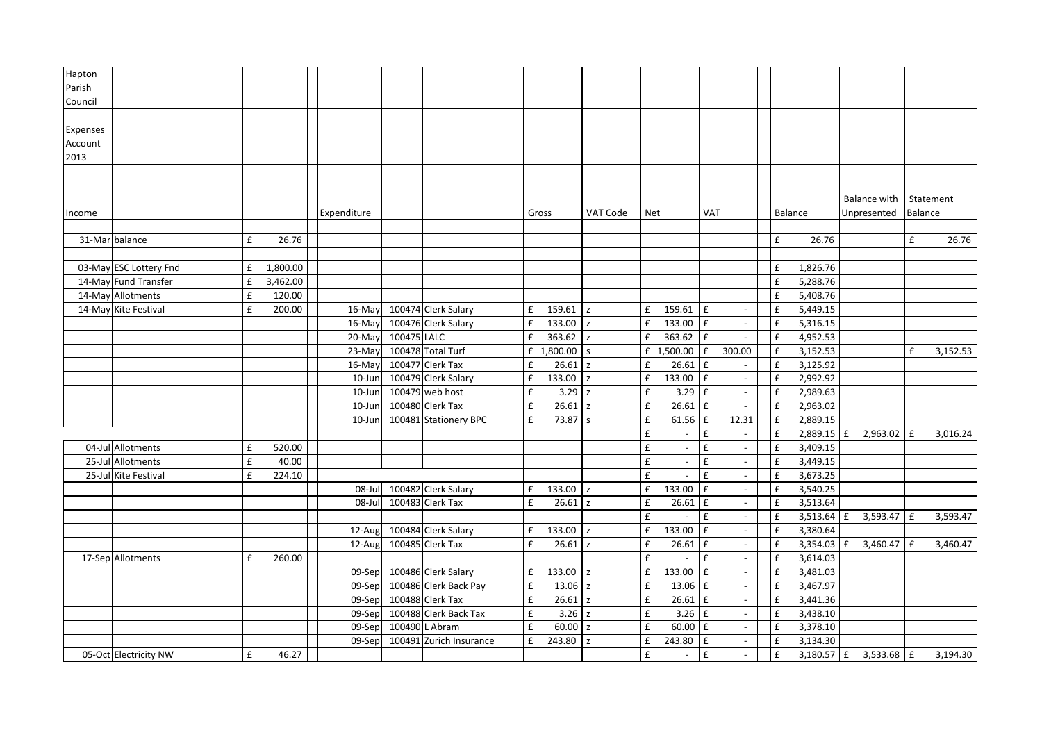Hapton Parish Council

Expenses Account 2013

| Income | | | Expenditure | | | Gross | VAT Code | Net | VAT | Balance | Balance with Unpresented | Statement Balance |
|---|---|---|---|---|---|---|---|---|---|---|---|---|
| 31-Mar | balance | £ 26.76 | | | | | | | | £ 26.76 | | £ 26.76 |
| 03-May | ESC Lottery Fnd | £ 1,800.00 | | | | | | | | £ 1,826.76 | | |
| 14-May | Fund Transfer | £ 3,462.00 | | | | | | | | £ 5,288.76 | | |
| 14-May | Allotments | £ 120.00 | | | | | | | | £ 5,408.76 | | |
| 14-May | Kite Festival | £ 200.00 | 16-May | 100474 | Clerk Salary | £ 159.61 | z | £ 159.61 | £ - | £ 5,449.15 | | |
| | | | 16-May | 100476 | Clerk Salary | £ 133.00 | z | £ 133.00 | £ - | £ 5,316.15 | | |
| | | | 20-May | 100475 | LALC | £ 363.62 | z | £ 363.62 | £ - | £ 4,952.53 | | |
| | | | 23-May | 100478 | Total Turf | £ 1,800.00 | s | £ 1,500.00 | £ 300.00 | £ 3,152.53 | | £ 3,152.53 |
| | | | 16-May | 100477 | Clerk Tax | £ 26.61 | z | £ 26.61 | £ - | £ 3,125.92 | | |
| | | | 10-Jun | 100479 | Clerk Salary | £ 133.00 | z | £ 133.00 | £ - | £ 2,992.92 | | |
| | | | 10-Jun | 100479 | web host | £ 3.29 | z | £ 3.29 | £ - | £ 2,989.63 | | |
| | | | 10-Jun | 100480 | Clerk Tax | £ 26.61 | z | £ 26.61 | £ - | £ 2,963.02 | | |
| | | | 10-Jun | 100481 | Stationery BPC | £ 73.87 | s | £ 61.56 | £ 12.31 | £ 2,889.15 | | |
| | | | | | | | | £ - | £ - | £ 2,889.15 | £ 2,963.02 | £ 3,016.24 |
| 04-Jul | Allotments | £ 520.00 | | | | | | £ - | £ - | £ 3,409.15 | | |
| 25-Jul | Allotments | £ 40.00 | | | | | | £ - | £ - | £ 3,449.15 | | |
| 25-Jul | Kite Festival | £ 224.10 | | | | | | £ - | £ - | £ 3,673.25 | | |
| | | | 08-Jul | 100482 | Clerk Salary | £ 133.00 | z | £ 133.00 | £ - | £ 3,540.25 | | |
| | | | 08-Jul | 100483 | Clerk Tax | £ 26.61 | z | £ 26.61 | £ - | £ 3,513.64 | | |
| | | | | | | | | £ - | £ - | £ 3,513.64 | £ 3,593.47 | £ 3,593.47 |
| | | | 12-Aug | 100484 | Clerk Salary | £ 133.00 | z | £ 133.00 | £ - | £ 3,380.64 | | |
| | | | 12-Aug | 100485 | Clerk Tax | £ 26.61 | z | £ 26.61 | £ - | £ 3,354.03 | £ 3,460.47 | £ 3,460.47 |
| 17-Sep | Allotments | £ 260.00 | | | | | | £ - | £ - | £ 3,614.03 | | |
| | | | 09-Sep | 100486 | Clerk Salary | £ 133.00 | z | £ 133.00 | £ - | £ 3,481.03 | | |
| | | | 09-Sep | 100486 | Clerk Back Pay | £ 13.06 | z | £ 13.06 | £ - | £ 3,467.97 | | |
| | | | 09-Sep | 100488 | Clerk Tax | £ 26.61 | z | £ 26.61 | £ - | £ 3,441.36 | | |
| | | | 09-Sep | 100488 | Clerk Back Tax | £ 3.26 | z | £ 3.26 | £ - | £ 3,438.10 | | |
| | | | 09-Sep | 100490 | L Abram | £ 60.00 | z | £ 60.00 | £ - | £ 3,378.10 | | |
| | | | 09-Sep | 100491 | Zurich Insurance | £ 243.80 | z | £ 243.80 | £ - | £ 3,134.30 | | |
| 05-Oct | Electricity NW | £ 46.27 | | | | | | £ - | £ - | £ 3,180.57 | £ 3,533.68 | £ 3,194.30 |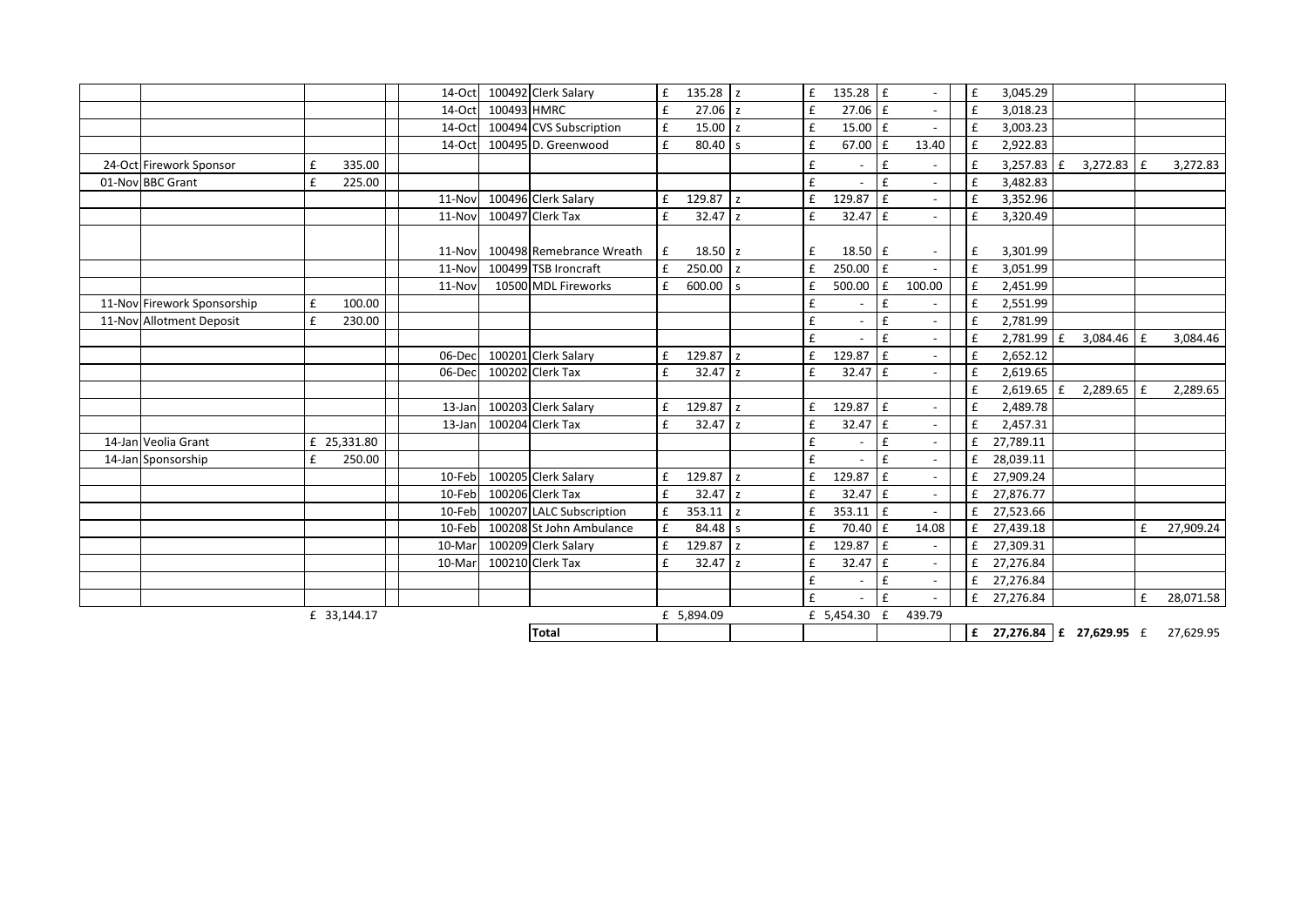| | | | | | | | | | | | | | |
|---|---|---|---|---|---|---|---|---|---|---|---|---|---|
| | | | | 14-Oct | 100492 | Clerk Salary | £ 135.28 | z | £ 135.28 | £ - | £ 3,045.29 | | |
| | | | | 14-Oct | 100493 | HMRC | £ 27.06 | z | £ 27.06 | £ - | £ 3,018.23 | | |
| | | | | 14-Oct | 100494 | CVS Subscription | £ 15.00 | z | £ 15.00 | £ - | £ 3,003.23 | | |
| | | | | 14-Oct | 100495 | D. Greenwood | £ 80.40 | s | £ 67.00 | £ 13.40 | £ 2,922.83 | | |
| 24-Oct | Firework Sponsor | £ 335.00 | | | | | | | £ - | £ - | £ 3,257.83 | £ 3,272.83 | £ 3,272.83 |
| 01-Nov | BBC Grant | £ 225.00 | | | | | | | £ - | £ - | £ 3,482.83 | | |
| | | | | 11-Nov | 100496 | Clerk Salary | £ 129.87 | z | £ 129.87 | £ - | £ 3,352.96 | | |
| | | | | 11-Nov | 100497 | Clerk Tax | £ 32.47 | z | £ 32.47 | £ - | £ 3,320.49 | | |
| | | | | 11-Nov | 100498 | Remebrance Wreath | £ 18.50 | z | £ 18.50 | £ - | £ 3,301.99 | | |
| | | | | 11-Nov | 100499 | TSB Ironcraft | £ 250.00 | z | £ 250.00 | £ - | £ 3,051.99 | | |
| | | | | 11-Nov | 10500 | MDL Fireworks | £ 600.00 | s | £ 500.00 | £ 100.00 | £ 2,451.99 | | |
| 11-Nov | Firework Sponsorship | £ 100.00 | | | | | | | £ - | £ - | £ 2,551.99 | | |
| 11-Nov | Allotment Deposit | £ 230.00 | | | | | | | £ - | £ - | £ 2,781.99 | | |
| | | | | | | | | | £ - | £ - | £ 2,781.99 | £ 3,084.46 | £ 3,084.46 |
| | | | | 06-Dec | 100201 | Clerk Salary | £ 129.87 | z | £ 129.87 | £ - | £ 2,652.12 | | |
| | | | | 06-Dec | 100202 | Clerk Tax | £ 32.47 | z | £ 32.47 | £ - | £ 2,619.65 | | |
| | | | | | | | | | | | £ 2,619.65 | £ 2,289.65 | £ 2,289.65 |
| | | | | 13-Jan | 100203 | Clerk Salary | £ 129.87 | z | £ 129.87 | £ - | £ 2,489.78 | | |
| | | | | 13-Jan | 100204 | Clerk Tax | £ 32.47 | z | £ 32.47 | £ - | £ 2,457.31 | | |
| 14-Jan | Veolia Grant | £ 25,331.80 | | | | | | | £ - | £ - | £ 27,789.11 | | |
| 14-Jan | Sponsorship | £ 250.00 | | | | | | | £ - | £ - | £ 28,039.11 | | |
| | | | | 10-Feb | 100205 | Clerk Salary | £ 129.87 | z | £ 129.87 | £ - | £ 27,909.24 | | |
| | | | | 10-Feb | 100206 | Clerk Tax | £ 32.47 | z | £ 32.47 | £ - | £ 27,876.77 | | |
| | | | | 10-Feb | 100207 | LALC Subscription | £ 353.11 | z | £ 353.11 | £ - | £ 27,523.66 | | |
| | | | | 10-Feb | 100208 | St John Ambulance | £ 84.48 | s | £ 70.40 | £ 14.08 | £ 27,439.18 | | £ 27,909.24 |
| | | | | 10-Mar | 100209 | Clerk Salary | £ 129.87 | z | £ 129.87 | £ - | £ 27,309.31 | | |
| | | | | 10-Mar | 100210 | Clerk Tax | £ 32.47 | z | £ 32.47 | £ - | £ 27,276.84 | | |
| | | | | | | | | | £ - | £ - | £ 27,276.84 | | |
| | | | | | | | | | £ - | £ - | £ 27,276.84 | | £ 28,071.58 |
| | | £ 33,144.17 | | | | | £ 5,894.09 | | £ 5,454.30 | £ 439.79 | | | |
| | | | | | | **Total** | | | | | **£ 27,276.84** | **£ 27,629.95** | £ 27,629.95 |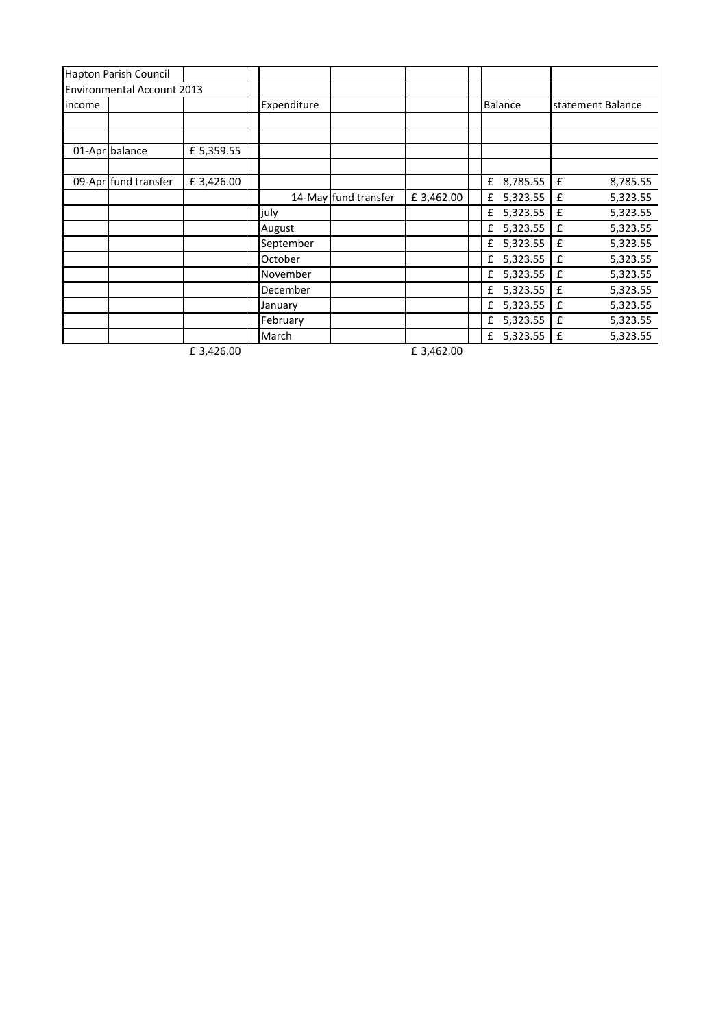| Hapton Parish Council | | | | | | | | | |
|---|---|---|---|---|---|---|---|---|---|
| Environmental Account 2013 | | | | | | | | | |
| income | | | | Expenditure | | | | Balance | statement Balance |
| | | | | | | | | | |
| | | | | | | | | | |
| 01-Apr | balance | £ 5,359.55 | | | | | | | |
| | | | | | | | | | |
| 09-Apr | fund transfer | £ 3,426.00 | | | | | | £ 8,785.55 | £ 8,785.55 |
| | | | | 14-May | fund transfer | £ 3,462.00 | | £ 5,323.55 | £ 5,323.55 |
| | | | | july | | | | £ 5,323.55 | £ 5,323.55 |
| | | | | August | | | | £ 5,323.55 | £ 5,323.55 |
| | | | | September | | | | £ 5,323.55 | £ 5,323.55 |
| | | | | October | | | | £ 5,323.55 | £ 5,323.55 |
| | | | | November | | | | £ 5,323.55 | £ 5,323.55 |
| | | | | December | | | | £ 5,323.55 | £ 5,323.55 |
| | | | | January | | | | £ 5,323.55 | £ 5,323.55 |
| | | | | February | | | | £ 5,323.55 | £ 5,323.55 |
| | | | | March | | | | £ 5,323.55 | £ 5,323.55 |
| | | £ 3,426.00 | | | | £ 3,462.00 | | | |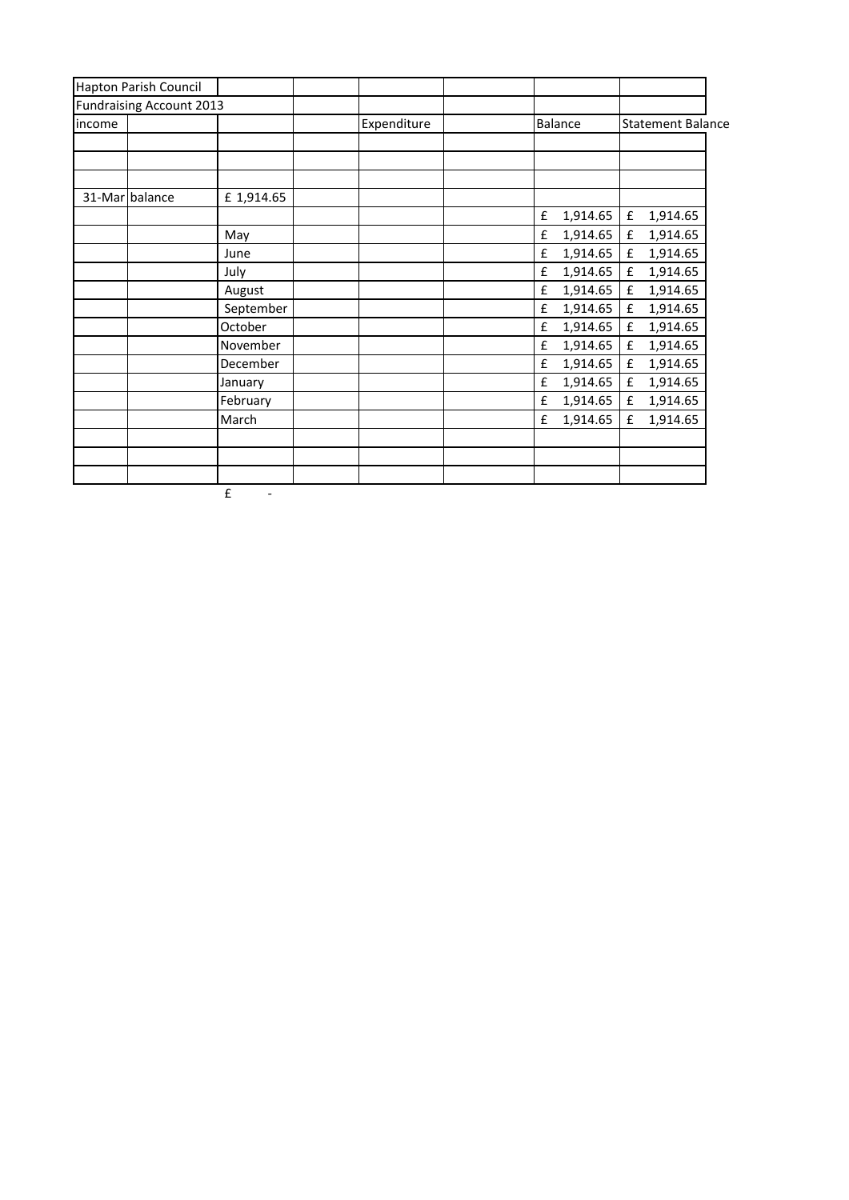| Hapton Parish Council | | | | | | | |
|---|---|---|---|---|---|---|---|
| Fundraising Account 2013 | | | | | | | |
| income | | | | Expenditure | | Balance | Statement Balance |
| | | | | | | | |
| | | | | | | | |
| | | | | | | | |
| 31-Mar | balance | £ 1,914.65 | | | | | |
| | | | | | | £ 1,914.65 | £ 1,914.65 |
| | | May | | | | £ 1,914.65 | £ 1,914.65 |
| | | June | | | | £ 1,914.65 | £ 1,914.65 |
| | | July | | | | £ 1,914.65 | £ 1,914.65 |
| | | August | | | | £ 1,914.65 | £ 1,914.65 |
| | | September | | | | £ 1,914.65 | £ 1,914.65 |
| | | October | | | | £ 1,914.65 | £ 1,914.65 |
| | | November | | | | £ 1,914.65 | £ 1,914.65 |
| | | December | | | | £ 1,914.65 | £ 1,914.65 |
| | | January | | | | £ 1,914.65 | £ 1,914.65 |
| | | February | | | | £ 1,914.65 | £ 1,914.65 |
| | | March | | | | £ 1,914.65 | £ 1,914.65 |
| | | | | | | | |
| | | | | | | | |
| | | | | | | | |
| | | £ - | | | | | |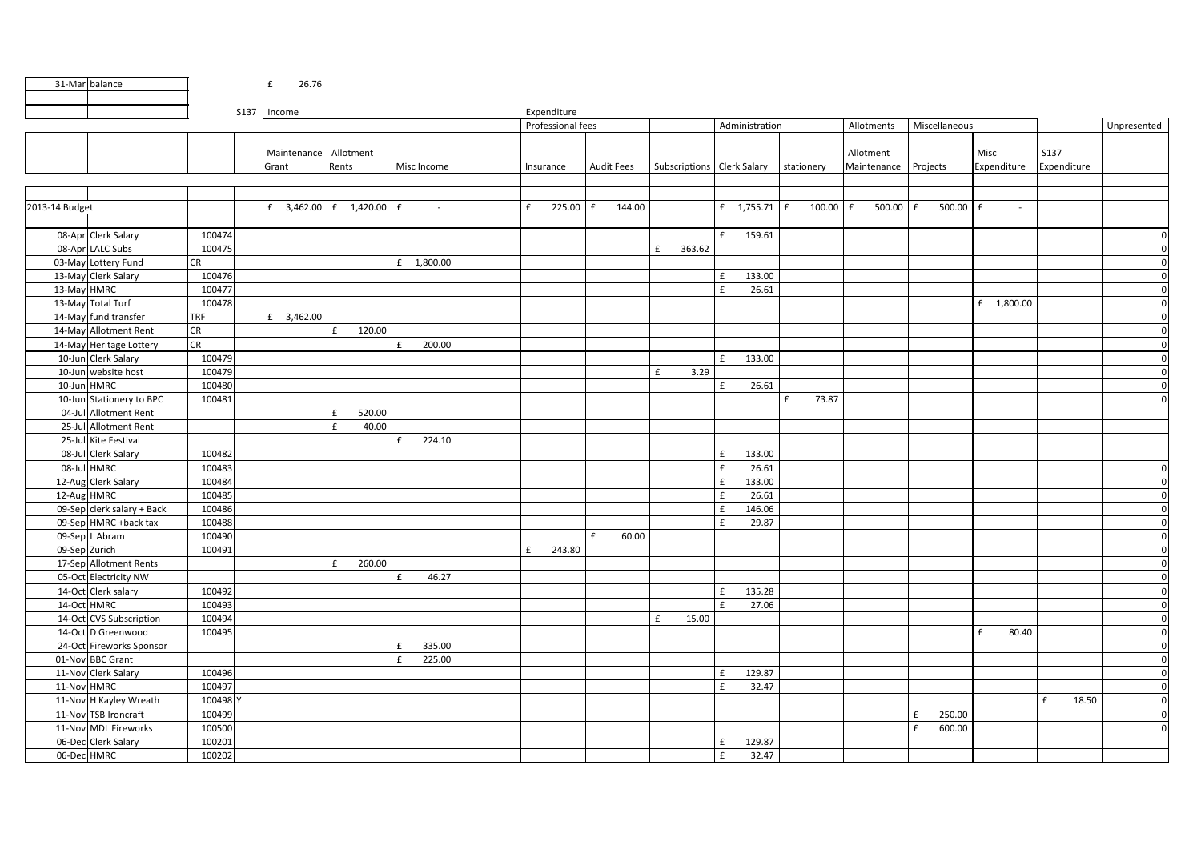| 31-Mar | balance | | | £ 26.76 | | | | | | | | | | | | | | |
|---|---|---|---|---|---|---|---|---|---|---|---|---|---|---|---|---|---|---|
| | | | S137 | Income | | | | Expenditure | | | | | | | | | | |
| | | | | | | | | Professional fees | | | Administration | | Allotments | Miscellaneous | | | | Unpresented |
| | | | | Maintenance Grant | Allotment Rents | Misc Income | | Insurance | Audit Fees | Subscriptions | Clerk Salary | stationery | Allotment Maintenance | Projects | Misc Expenditure | S137 Expenditure | | |
| 2013-14 Budget | | | | £ 3,462.00 | £ 1,420.00 | £ - | | £ 225.00 | £ 144.00 | | £ 1,755.71 | £ 100.00 | £ 500.00 | £ 500.00 | £ - | | | |
| 08-Apr | Clerk Salary | 100474 | | | | | | | | | £ 159.61 | | | | | | | 0 |
| 08-Apr | LALC Subs | 100475 | | | | | | | | £ 363.62 | | | | | | | | 0 |
| 03-May | Lottery Fund | CR | | | | £ 1,800.00 | | | | | | | | | | | | 0 |
| 13-May | Clerk Salary | 100476 | | | | | | | | | £ 133.00 | | | | | | | 0 |
| 13-May | HMRC | 100477 | | | | | | | | | £ 26.61 | | | | | | | 0 |
| 13-May | Total Turf | 100478 | | | | | | | | | | | | | £ 1,800.00 | | | 0 |
| 14-May | fund transfer | TRF | | £ 3,462.00 | | | | | | | | | | | | | | 0 |
| 14-May | Allotment Rent | CR | | | £ 120.00 | | | | | | | | | | | | | 0 |
| 14-May | Heritage Lottery | CR | | | | £ 200.00 | | | | | | | | | | | | 0 |
| 10-Jun | Clerk Salary | 100479 | | | | | | | | | £ 133.00 | | | | | | | 0 |
| 10-Jun | website host | 100479 | | | | | | | | £ 3.29 | | | | | | | | 0 |
| 10-Jun | HMRC | 100480 | | | | | | | | | £ 26.61 | | | | | | | 0 |
| 10-Jun | Stationery to BPC | 100481 | | | | | | | | | | £ 73.87 | | | | | | 0 |
| 04-Jul | Allotment Rent | | | | £ 520.00 | | | | | | | | | | | | | |
| 25-Jul | Allotment Rent | | | | £ 40.00 | | | | | | | | | | | | | |
| 25-Jul | Kite Festival | | | | | £ 224.10 | | | | | | | | | | | | |
| 08-Jul | Clerk Salary | 100482 | | | | | | | | | £ 133.00 | | | | | | | |
| 08-Jul | HMRC | 100483 | | | | | | | | | £ 26.61 | | | | | | | 0 |
| 12-Aug | Clerk Salary | 100484 | | | | | | | | | £ 133.00 | | | | | | | 0 |
| 12-Aug | HMRC | 100485 | | | | | | | | | £ 26.61 | | | | | | | 0 |
| 09-Sep | clerk salary + Back | 100486 | | | | | | | | | £ 146.06 | | | | | | | 0 |
| 09-Sep | HMRC +back tax | 100488 | | | | | | | | | £ 29.87 | | | | | | | 0 |
| 09-Sep | L Abram | 100490 | | | | | | | £ 60.00 | | | | | | | | | 0 |
| 09-Sep | Zurich | 100491 | | | | | | £ 243.80 | | | | | | | | | | 0 |
| 17-Sep | Allotment Rents | | | | £ 260.00 | | | | | | | | | | | | | 0 |
| 05-Oct | Electricity NW | | | | | £ 46.27 | | | | | | | | | | | | 0 |
| 14-Oct | Clerk salary | 100492 | | | | | | | | | £ 135.28 | | | | | | | 0 |
| 14-Oct | HMRC | 100493 | | | | | | | | | £ 27.06 | | | | | | | 0 |
| 14-Oct | CVS Subscription | 100494 | | | | | | | | £ 15.00 | | | | | | | | 0 |
| 14-Oct | D Greenwood | 100495 | | | | | | | | | | | | | £ 80.40 | | | 0 |
| 24-Oct | Fireworks Sponsor | | | | | £ 335.00 | | | | | | | | | | | | 0 |
| 01-Nov | BBC Grant | | | | | £ 225.00 | | | | | | | | | | | | 0 |
| 11-Nov | Clerk Salary | 100496 | | | | | | | | | £ 129.87 | | | | | | | 0 |
| 11-Nov | HMRC | 100497 | | | | | | | | | £ 32.47 | | | | | | | 0 |
| 11-Nov | H Kayley Wreath | 100498 | Y | | | | | | | | | | | | | £ 18.50 | | 0 |
| 11-Nov | TSB Ironcraft | 100499 | | | | | | | | | | | | £ 250.00 | | | | 0 |
| 11-Nov | MDL Fireworks | 100500 | | | | | | | | | | | | £ 600.00 | | | | 0 |
| 06-Dec | Clerk Salary | 100201 | | | | | | | | | £ 129.87 | | | | | | | |
| 06-Dec | HMRC | 100202 | | | | | | | | | £ 32.47 | | | | | | | |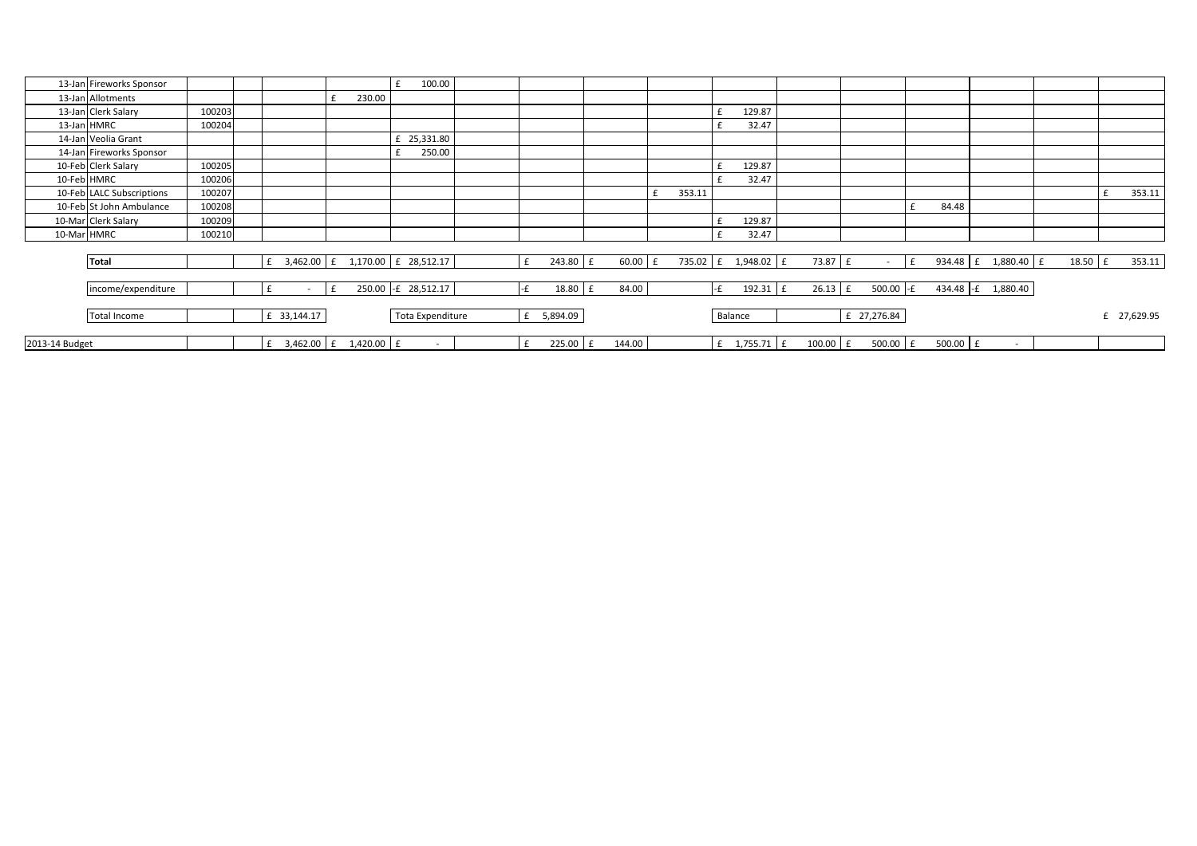| | | | | | | | | | | | | | | | | | |
|---|---|---|---|---|---|---|---|---|---|---|---|---|---|---|---|---|---|
| 13-Jan | Fireworks Sponsor | | | | | £ 100.00 | | | | | | | | | | | |
| 13-Jan | Allotments | | | | £ 230.00 | | | | | | | | | | | | |
| 13-Jan | Clerk Salary | 100203 | | | | | | | | | £ 129.87 | | | | | | |
| 13-Jan | HMRC | 100204 | | | | | | | | | £ 32.47 | | | | | | |
| 14-Jan | Veolia Grant | | | | | £ 25,331.80 | | | | | | | | | | | |
| 14-Jan | Fireworks Sponsor | | | | | £ 250.00 | | | | | | | | | | | |
| 10-Feb | Clerk Salary | 100205 | | | | | | | | | £ 129.87 | | | | | | |
| 10-Feb | HMRC | 100206 | | | | | | | | | £ 32.47 | | | | | | |
| 10-Feb | LALC Subscriptions | 100207 | | | | | | | | £ 353.11 | | | | | | | £ 353.11 |
| 10-Feb | St John Ambulance | 100208 | | | | | | | | | | | | £ 84.48 | | | |
| 10-Mar | Clerk Salary | 100209 | | | | | | | | | £ 129.87 | | | | | | |
| 10-Mar | HMRC | 100210 | | | | | | | | | £ 32.47 | | | | | | |
| | **Total** | | | £ 3,462.00 | £ 1,170.00 | £ 28,512.17 | | £ 243.80 | £ 60.00 | £ 735.02 | £ 1,948.02 | £ 73.87 | £ - | £ 934.48 | £ 1,880.40 | £ 18.50 | £ 353.11 |
| | income/expenditure | | | £ - | £ 250.00 | -£ 28,512.17 | | -£ 18.80 | £ 84.00 | | -£ 192.31 | £ 26.13 | £ 500.00 | -£ 434.48 | -£ 1,880.40 | | |
| | Total Income | | | £ 33,144.17 | | Tota Expenditure | | £ 5,894.09 | | | Balance | | £ 27,276.84 | | | | £ 27,629.95 |
| 2013-14 Budget | | | | £ 3,462.00 | £ 1,420.00 | £ - | | £ 225.00 | £ 144.00 | | £ 1,755.71 | £ 100.00 | £ 500.00 | £ 500.00 | £ - | | |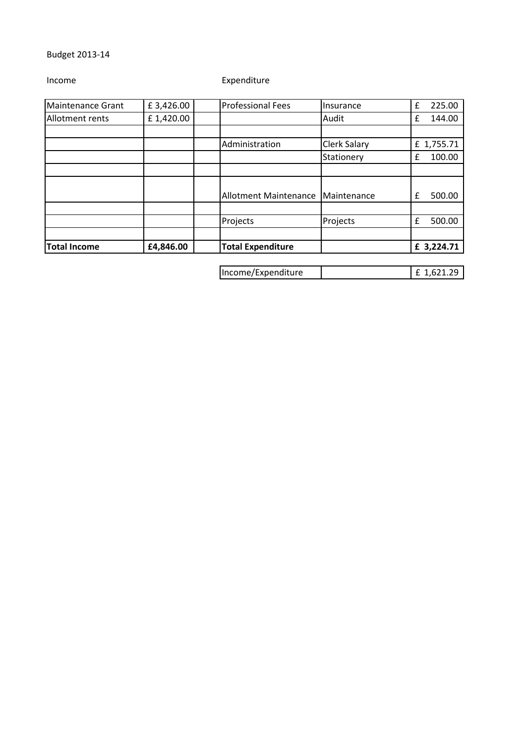Budget 2013-14

Income

Expenditure

| | | | | | |
|---|---|---|---|---|---|
| Maintenance Grant | £ 3,426.00 | | Professional Fees | Insurance | £ 225.00 |
| Allotment rents | £ 1,420.00 | | | Audit | £ 144.00 |
| | | | | | |
| | | | Administration | Clerk Salary | £ 1,755.71 |
| | | | | Stationery | £ 100.00 |
| | | | | | |
| | | | Allotment Maintenance | Maintenance | £ 500.00 |
| | | | | | |
| | | | Projects | Projects | £ 500.00 |
| | | | | | |
| **Total Income** | **£4,846.00** | | **Total Expenditure** | | **£ 3,224.71** |

| | | |
|---|---|---|
| Income/Expenditure | | £ 1,621.29 |